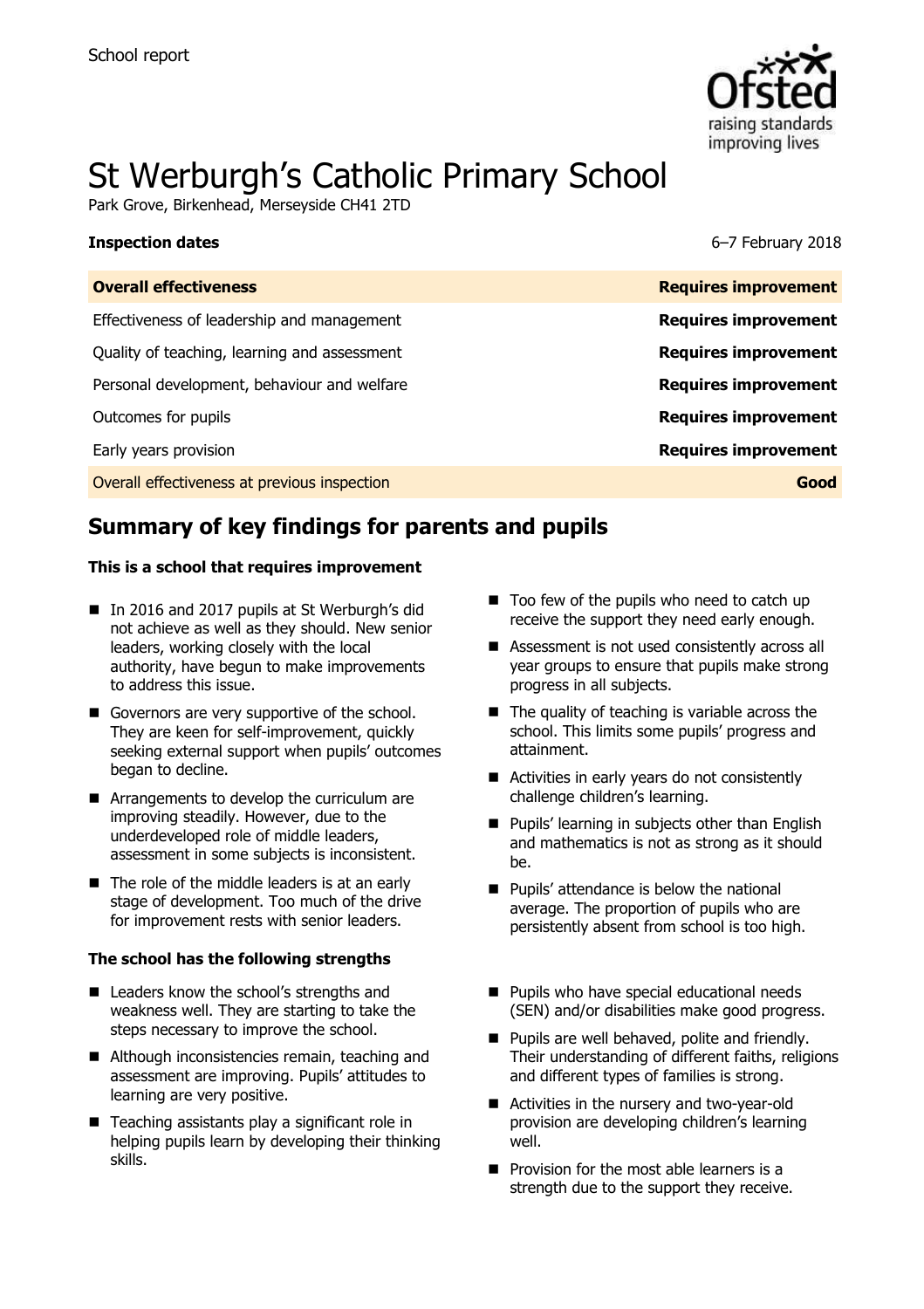School report

# St Werburgh's Catholic Primary School

Park Grove, Birkenhead, Merseyside CH41 2TD

**Inspection dates** 6–7 February 2018

| **Overall effectiveness** | **Requires improvement** |
| --- | --- |
| Effectiveness of leadership and management | **Requires improvement** |
| Quality of teaching, learning and assessment | **Requires improvement** |
| Personal development, behaviour and welfare | **Requires improvement** |
| Outcomes for pupils | **Requires improvement** |
| Early years provision | **Requires improvement** |
| Overall effectiveness at previous inspection | **Good** |

## Summary of key findings for parents and pupils

**This is a school that requires improvement**

- In 2016 and 2017 pupils at St Werburgh's did not achieve as well as they should. New senior leaders, working closely with the local authority, have begun to make improvements to address this issue.
- Governors are very supportive of the school. They are keen for self-improvement, quickly seeking external support when pupils' outcomes began to decline.
- Arrangements to develop the curriculum are improving steadily. However, due to the underdeveloped role of middle leaders, assessment in some subjects is inconsistent.
- The role of the middle leaders is at an early stage of development. Too much of the drive for improvement rests with senior leaders.
- Too few of the pupils who need to catch up receive the support they need early enough.
- Assessment is not used consistently across all year groups to ensure that pupils make strong progress in all subjects.
- The quality of teaching is variable across the school. This limits some pupils' progress and attainment.
- Activities in early years do not consistently challenge children's learning.
- Pupils' learning in subjects other than English and mathematics is not as strong as it should be.
- Pupils' attendance is below the national average. The proportion of pupils who are persistently absent from school is too high.

**The school has the following strengths**

- Leaders know the school's strengths and weakness well. They are starting to take the steps necessary to improve the school.
- Although inconsistencies remain, teaching and assessment are improving. Pupils' attitudes to learning are very positive.
- Teaching assistants play a significant role in helping pupils learn by developing their thinking skills.
- Pupils who have special educational needs (SEN) and/or disabilities make good progress.
- Pupils are well behaved, polite and friendly. Their understanding of different faiths, religions and different types of families is strong.
- Activities in the nursery and two-year-old provision are developing children's learning well.
- Provision for the most able learners is a strength due to the support they receive.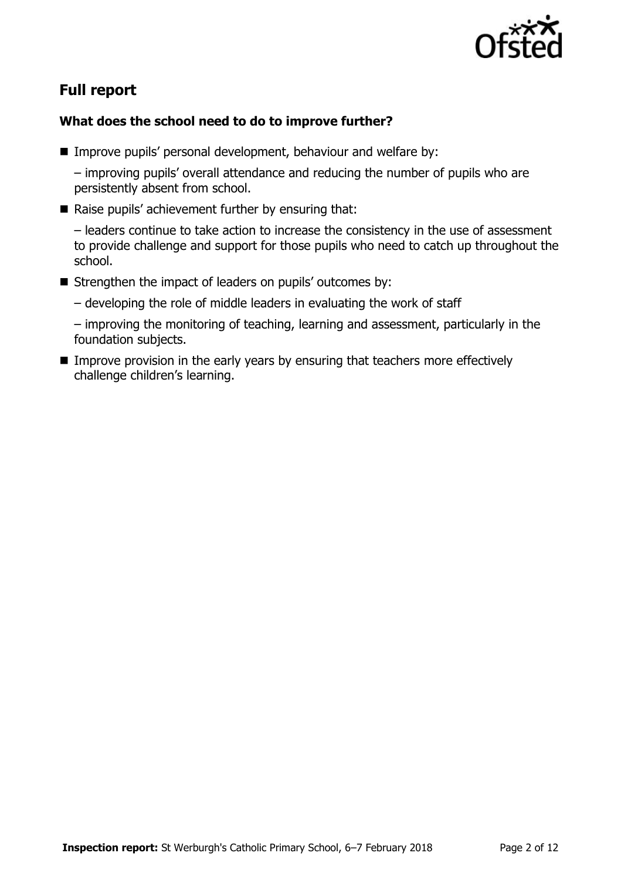## Full report

### What does the school need to do to improve further?

- Improve pupils' personal development, behaviour and welfare by:

  – improving pupils' overall attendance and reducing the number of pupils who are persistently absent from school.

- Raise pupils' achievement further by ensuring that:

  – leaders continue to take action to increase the consistency in the use of assessment to provide challenge and support for those pupils who need to catch up throughout the school.

- Strengthen the impact of leaders on pupils' outcomes by:

  – developing the role of middle leaders in evaluating the work of staff

  – improving the monitoring of teaching, learning and assessment, particularly in the foundation subjects.

- Improve provision in the early years by ensuring that teachers more effectively challenge children's learning.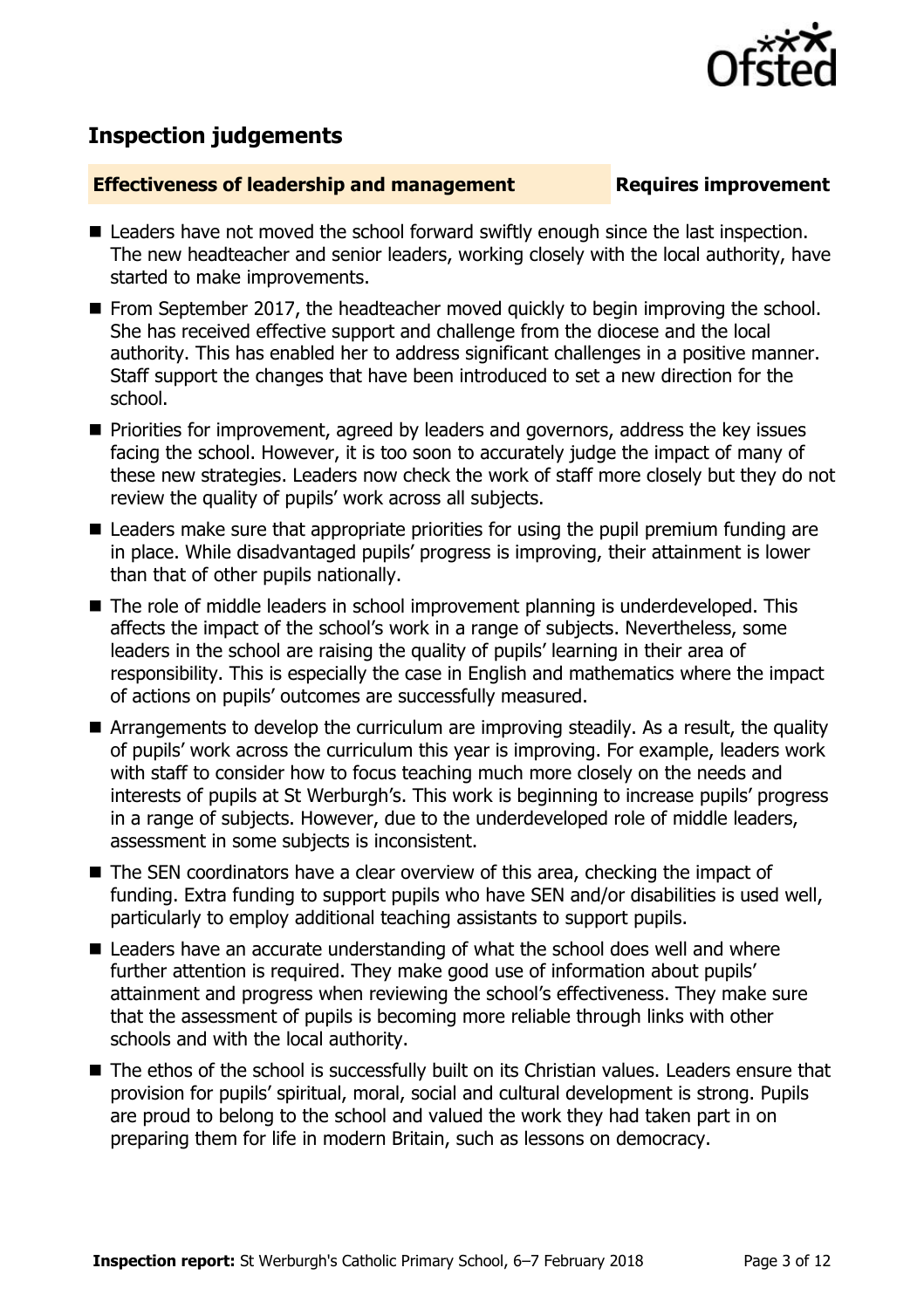## Inspection judgements

**Effectiveness of leadership and management** **Requires improvement**

- Leaders have not moved the school forward swiftly enough since the last inspection. The new headteacher and senior leaders, working closely with the local authority, have started to make improvements.
- From September 2017, the headteacher moved quickly to begin improving the school. She has received effective support and challenge from the diocese and the local authority. This has enabled her to address significant challenges in a positive manner. Staff support the changes that have been introduced to set a new direction for the school.
- Priorities for improvement, agreed by leaders and governors, address the key issues facing the school. However, it is too soon to accurately judge the impact of many of these new strategies. Leaders now check the work of staff more closely but they do not review the quality of pupils' work across all subjects.
- Leaders make sure that appropriate priorities for using the pupil premium funding are in place. While disadvantaged pupils' progress is improving, their attainment is lower than that of other pupils nationally.
- The role of middle leaders in school improvement planning is underdeveloped. This affects the impact of the school's work in a range of subjects. Nevertheless, some leaders in the school are raising the quality of pupils' learning in their area of responsibility. This is especially the case in English and mathematics where the impact of actions on pupils' outcomes are successfully measured.
- Arrangements to develop the curriculum are improving steadily. As a result, the quality of pupils' work across the curriculum this year is improving. For example, leaders work with staff to consider how to focus teaching much more closely on the needs and interests of pupils at St Werburgh's. This work is beginning to increase pupils' progress in a range of subjects. However, due to the underdeveloped role of middle leaders, assessment in some subjects is inconsistent.
- The SEN coordinators have a clear overview of this area, checking the impact of funding. Extra funding to support pupils who have SEN and/or disabilities is used well, particularly to employ additional teaching assistants to support pupils.
- Leaders have an accurate understanding of what the school does well and where further attention is required. They make good use of information about pupils' attainment and progress when reviewing the school's effectiveness. They make sure that the assessment of pupils is becoming more reliable through links with other schools and with the local authority.
- The ethos of the school is successfully built on its Christian values. Leaders ensure that provision for pupils' spiritual, moral, social and cultural development is strong. Pupils are proud to belong to the school and valued the work they had taken part in on preparing them for life in modern Britain, such as lessons on democracy.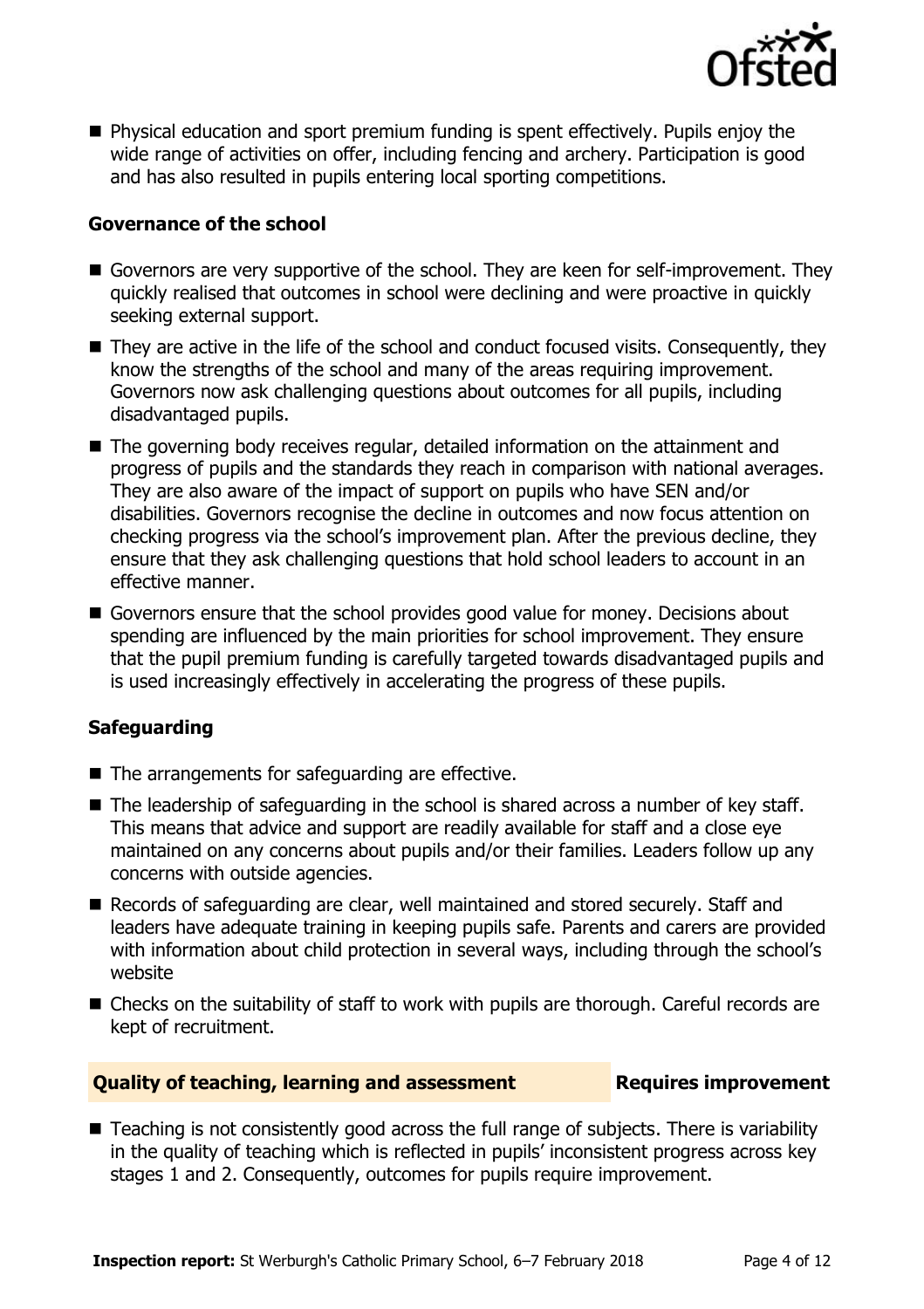- Physical education and sport premium funding is spent effectively. Pupils enjoy the wide range of activities on offer, including fencing and archery. Participation is good and has also resulted in pupils entering local sporting competitions.

### Governance of the school

- Governors are very supportive of the school. They are keen for self-improvement. They quickly realised that outcomes in school were declining and were proactive in quickly seeking external support.
- They are active in the life of the school and conduct focused visits. Consequently, they know the strengths of the school and many of the areas requiring improvement. Governors now ask challenging questions about outcomes for all pupils, including disadvantaged pupils.
- The governing body receives regular, detailed information on the attainment and progress of pupils and the standards they reach in comparison with national averages. They are also aware of the impact of support on pupils who have SEN and/or disabilities. Governors recognise the decline in outcomes and now focus attention on checking progress via the school's improvement plan. After the previous decline, they ensure that they ask challenging questions that hold school leaders to account in an effective manner.
- Governors ensure that the school provides good value for money. Decisions about spending are influenced by the main priorities for school improvement. They ensure that the pupil premium funding is carefully targeted towards disadvantaged pupils and is used increasingly effectively in accelerating the progress of these pupils.

### Safeguarding

- The arrangements for safeguarding are effective.
- The leadership of safeguarding in the school is shared across a number of key staff. This means that advice and support are readily available for staff and a close eye maintained on any concerns about pupils and/or their families. Leaders follow up any concerns with outside agencies.
- Records of safeguarding are clear, well maintained and stored securely. Staff and leaders have adequate training in keeping pupils safe. Parents and carers are provided with information about child protection in several ways, including through the school's website
- Checks on the suitability of staff to work with pupils are thorough. Careful records are kept of recruitment.

## Quality of teaching, learning and assessment — Requires improvement

- Teaching is not consistently good across the full range of subjects. There is variability in the quality of teaching which is reflected in pupils' inconsistent progress across key stages 1 and 2. Consequently, outcomes for pupils require improvement.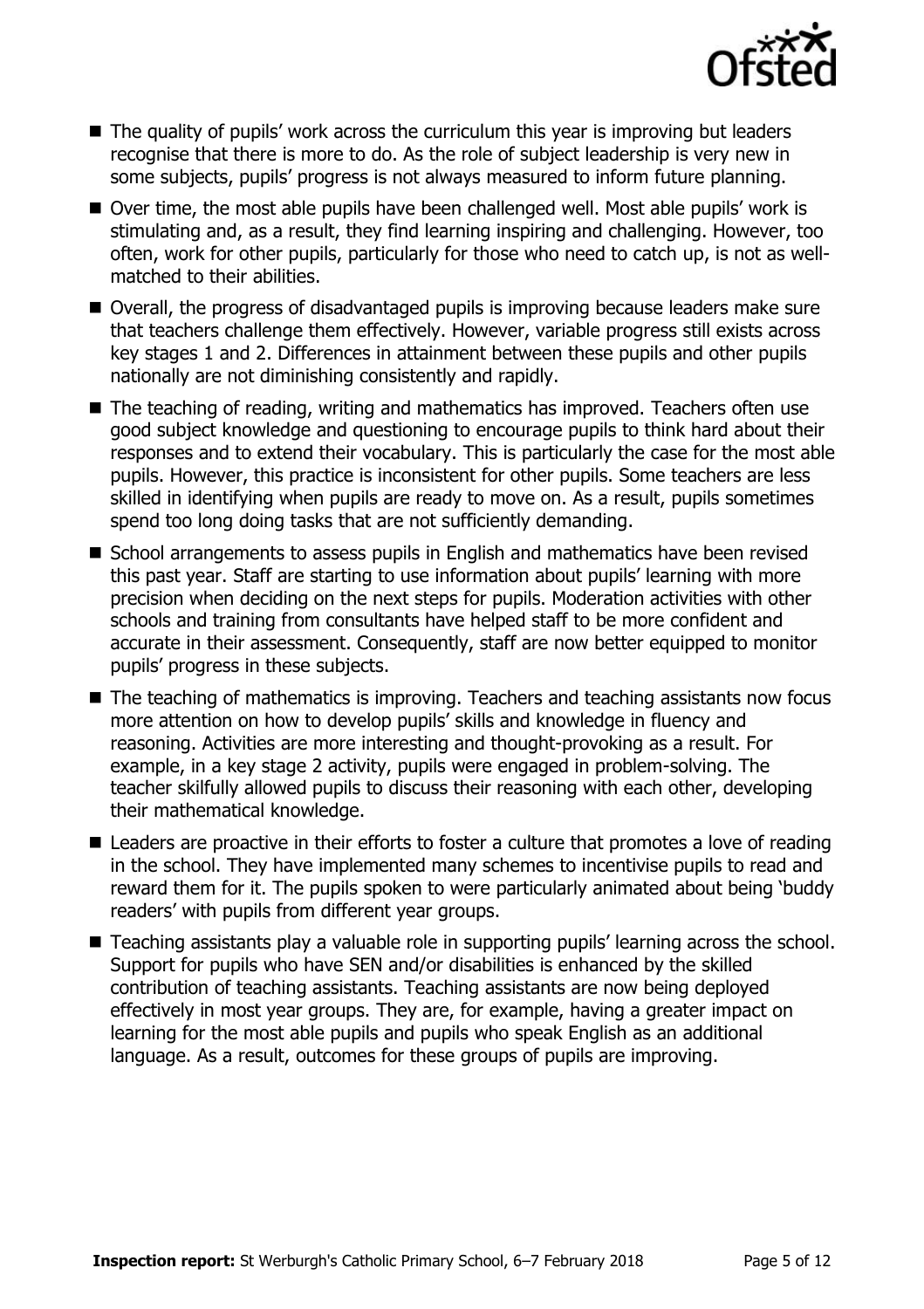- The quality of pupils' work across the curriculum this year is improving but leaders recognise that there is more to do. As the role of subject leadership is very new in some subjects, pupils' progress is not always measured to inform future planning.
- Over time, the most able pupils have been challenged well. Most able pupils' work is stimulating and, as a result, they find learning inspiring and challenging. However, too often, work for other pupils, particularly for those who need to catch up, is not as well-matched to their abilities.
- Overall, the progress of disadvantaged pupils is improving because leaders make sure that teachers challenge them effectively. However, variable progress still exists across key stages 1 and 2. Differences in attainment between these pupils and other pupils nationally are not diminishing consistently and rapidly.
- The teaching of reading, writing and mathematics has improved. Teachers often use good subject knowledge and questioning to encourage pupils to think hard about their responses and to extend their vocabulary. This is particularly the case for the most able pupils. However, this practice is inconsistent for other pupils. Some teachers are less skilled in identifying when pupils are ready to move on. As a result, pupils sometimes spend too long doing tasks that are not sufficiently demanding.
- School arrangements to assess pupils in English and mathematics have been revised this past year. Staff are starting to use information about pupils' learning with more precision when deciding on the next steps for pupils. Moderation activities with other schools and training from consultants have helped staff to be more confident and accurate in their assessment. Consequently, staff are now better equipped to monitor pupils' progress in these subjects.
- The teaching of mathematics is improving. Teachers and teaching assistants now focus more attention on how to develop pupils' skills and knowledge in fluency and reasoning. Activities are more interesting and thought-provoking as a result. For example, in a key stage 2 activity, pupils were engaged in problem-solving. The teacher skilfully allowed pupils to discuss their reasoning with each other, developing their mathematical knowledge.
- Leaders are proactive in their efforts to foster a culture that promotes a love of reading in the school. They have implemented many schemes to incentivise pupils to read and reward them for it. The pupils spoken to were particularly animated about being 'buddy readers' with pupils from different year groups.
- Teaching assistants play a valuable role in supporting pupils' learning across the school. Support for pupils who have SEN and/or disabilities is enhanced by the skilled contribution of teaching assistants. Teaching assistants are now being deployed effectively in most year groups. They are, for example, having a greater impact on learning for the most able pupils and pupils who speak English as an additional language. As a result, outcomes for these groups of pupils are improving.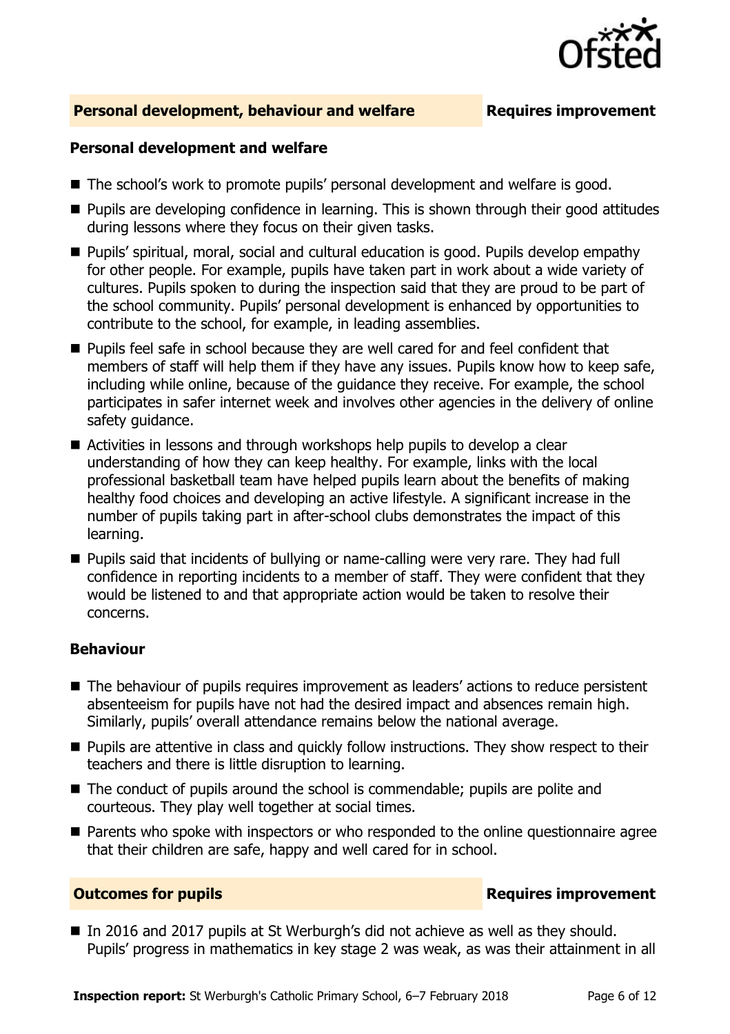## Personal development, behaviour and welfare — Requires improvement

### Personal development and welfare

- The school's work to promote pupils' personal development and welfare is good.
- Pupils are developing confidence in learning. This is shown through their good attitudes during lessons where they focus on their given tasks.
- Pupils' spiritual, moral, social and cultural education is good. Pupils develop empathy for other people. For example, pupils have taken part in work about a wide variety of cultures. Pupils spoken to during the inspection said that they are proud to be part of the school community. Pupils' personal development is enhanced by opportunities to contribute to the school, for example, in leading assemblies.
- Pupils feel safe in school because they are well cared for and feel confident that members of staff will help them if they have any issues. Pupils know how to keep safe, including while online, because of the guidance they receive. For example, the school participates in safer internet week and involves other agencies in the delivery of online safety guidance.
- Activities in lessons and through workshops help pupils to develop a clear understanding of how they can keep healthy. For example, links with the local professional basketball team have helped pupils learn about the benefits of making healthy food choices and developing an active lifestyle. A significant increase in the number of pupils taking part in after-school clubs demonstrates the impact of this learning.
- Pupils said that incidents of bullying or name-calling were very rare. They had full confidence in reporting incidents to a member of staff. They were confident that they would be listened to and that appropriate action would be taken to resolve their concerns.

### Behaviour

- The behaviour of pupils requires improvement as leaders' actions to reduce persistent absenteeism for pupils have not had the desired impact and absences remain high. Similarly, pupils' overall attendance remains below the national average.
- Pupils are attentive in class and quickly follow instructions. They show respect to their teachers and there is little disruption to learning.
- The conduct of pupils around the school is commendable; pupils are polite and courteous. They play well together at social times.
- Parents who spoke with inspectors or who responded to the online questionnaire agree that their children are safe, happy and well cared for in school.

## Outcomes for pupils — Requires improvement

- In 2016 and 2017 pupils at St Werburgh's did not achieve as well as they should. Pupils' progress in mathematics in key stage 2 was weak, as was their attainment in all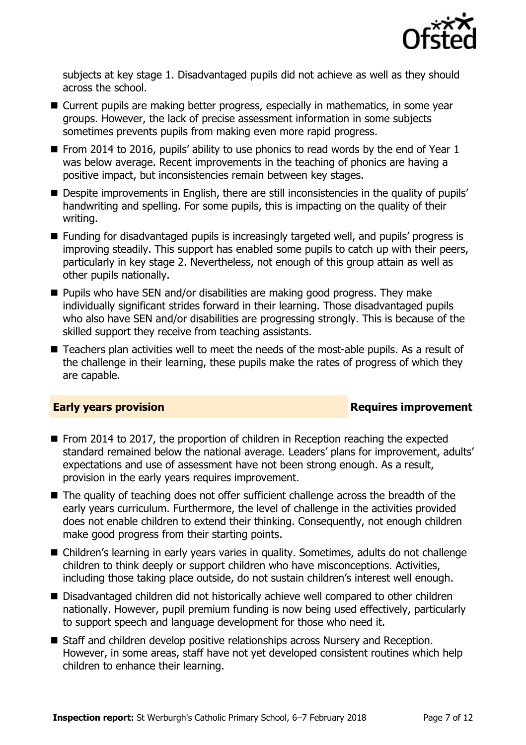subjects at key stage 1. Disadvantaged pupils did not achieve as well as they should across the school.

- Current pupils are making better progress, especially in mathematics, in some year groups. However, the lack of precise assessment information in some subjects sometimes prevents pupils from making even more rapid progress.
- From 2014 to 2016, pupils' ability to use phonics to read words by the end of Year 1 was below average. Recent improvements in the teaching of phonics are having a positive impact, but inconsistencies remain between key stages.
- Despite improvements in English, there are still inconsistencies in the quality of pupils' handwriting and spelling. For some pupils, this is impacting on the quality of their writing.
- Funding for disadvantaged pupils is increasingly targeted well, and pupils' progress is improving steadily. This support has enabled some pupils to catch up with their peers, particularly in key stage 2. Nevertheless, not enough of this group attain as well as other pupils nationally.
- Pupils who have SEN and/or disabilities are making good progress. They make individually significant strides forward in their learning. Those disadvantaged pupils who also have SEN and/or disabilities are progressing strongly. This is because of the skilled support they receive from teaching assistants.
- Teachers plan activities well to meet the needs of the most-able pupils. As a result of the challenge in their learning, these pupils make the rates of progress of which they are capable.

## Early years provision — Requires improvement

- From 2014 to 2017, the proportion of children in Reception reaching the expected standard remained below the national average. Leaders' plans for improvement, adults' expectations and use of assessment have not been strong enough. As a result, provision in the early years requires improvement.
- The quality of teaching does not offer sufficient challenge across the breadth of the early years curriculum. Furthermore, the level of challenge in the activities provided does not enable children to extend their thinking. Consequently, not enough children make good progress from their starting points.
- Children's learning in early years varies in quality. Sometimes, adults do not challenge children to think deeply or support children who have misconceptions. Activities, including those taking place outside, do not sustain children's interest well enough.
- Disadvantaged children did not historically achieve well compared to other children nationally. However, pupil premium funding is now being used effectively, particularly to support speech and language development for those who need it.
- Staff and children develop positive relationships across Nursery and Reception. However, in some areas, staff have not yet developed consistent routines which help children to enhance their learning.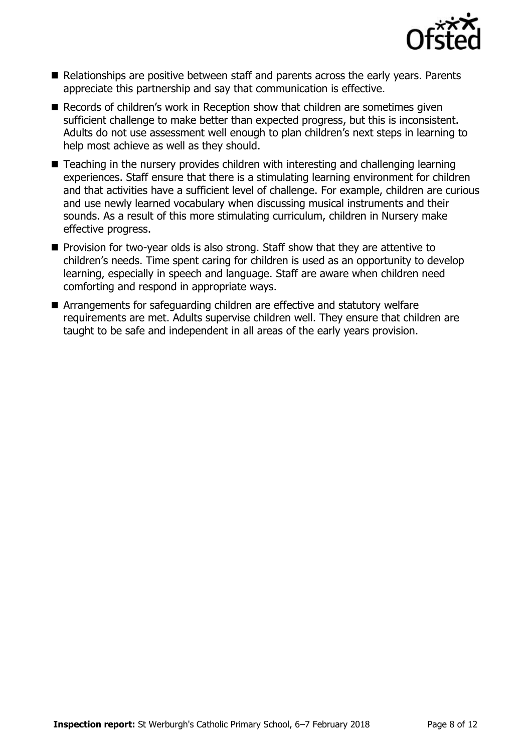- Relationships are positive between staff and parents across the early years. Parents appreciate this partnership and say that communication is effective.
- Records of children's work in Reception show that children are sometimes given sufficient challenge to make better than expected progress, but this is inconsistent. Adults do not use assessment well enough to plan children's next steps in learning to help most achieve as well as they should.
- Teaching in the nursery provides children with interesting and challenging learning experiences. Staff ensure that there is a stimulating learning environment for children and that activities have a sufficient level of challenge. For example, children are curious and use newly learned vocabulary when discussing musical instruments and their sounds. As a result of this more stimulating curriculum, children in Nursery make effective progress.
- Provision for two-year olds is also strong. Staff show that they are attentive to children's needs. Time spent caring for children is used as an opportunity to develop learning, especially in speech and language. Staff are aware when children need comforting and respond in appropriate ways.
- Arrangements for safeguarding children are effective and statutory welfare requirements are met. Adults supervise children well. They ensure that children are taught to be safe and independent in all areas of the early years provision.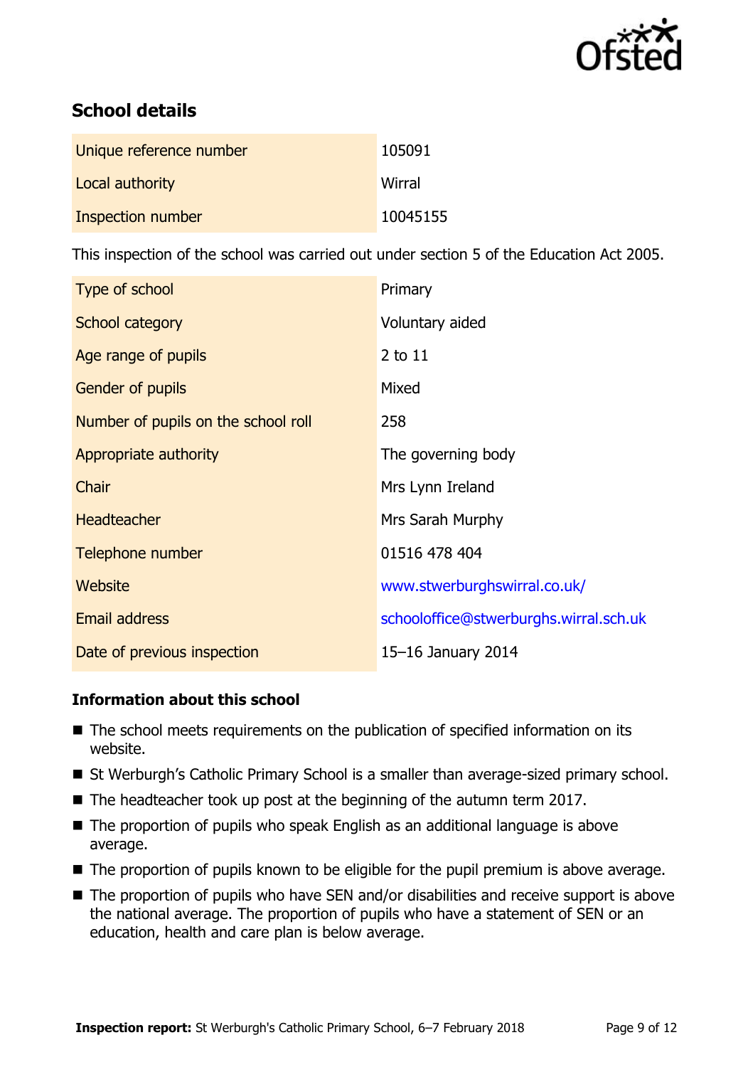## School details

| | |
|---|---|
| Unique reference number | 105091 |
| Local authority | Wirral |
| Inspection number | 10045155 |

This inspection of the school was carried out under section 5 of the Education Act 2005.

| | |
|---|---|
| Type of school | Primary |
| School category | Voluntary aided |
| Age range of pupils | 2 to 11 |
| Gender of pupils | Mixed |
| Number of pupils on the school roll | 258 |
| Appropriate authority | The governing body |
| Chair | Mrs Lynn Ireland |
| Headteacher | Mrs Sarah Murphy |
| Telephone number | 01516 478 404 |
| Website | www.stwerburghswirral.co.uk/ |
| Email address | schooloffice@stwerburghs.wirral.sch.uk |
| Date of previous inspection | 15–16 January 2014 |

### Information about this school

- The school meets requirements on the publication of specified information on its website.
- St Werburgh's Catholic Primary School is a smaller than average-sized primary school.
- The headteacher took up post at the beginning of the autumn term 2017.
- The proportion of pupils who speak English as an additional language is above average.
- The proportion of pupils known to be eligible for the pupil premium is above average.
- The proportion of pupils who have SEN and/or disabilities and receive support is above the national average. The proportion of pupils who have a statement of SEN or an education, health and care plan is below average.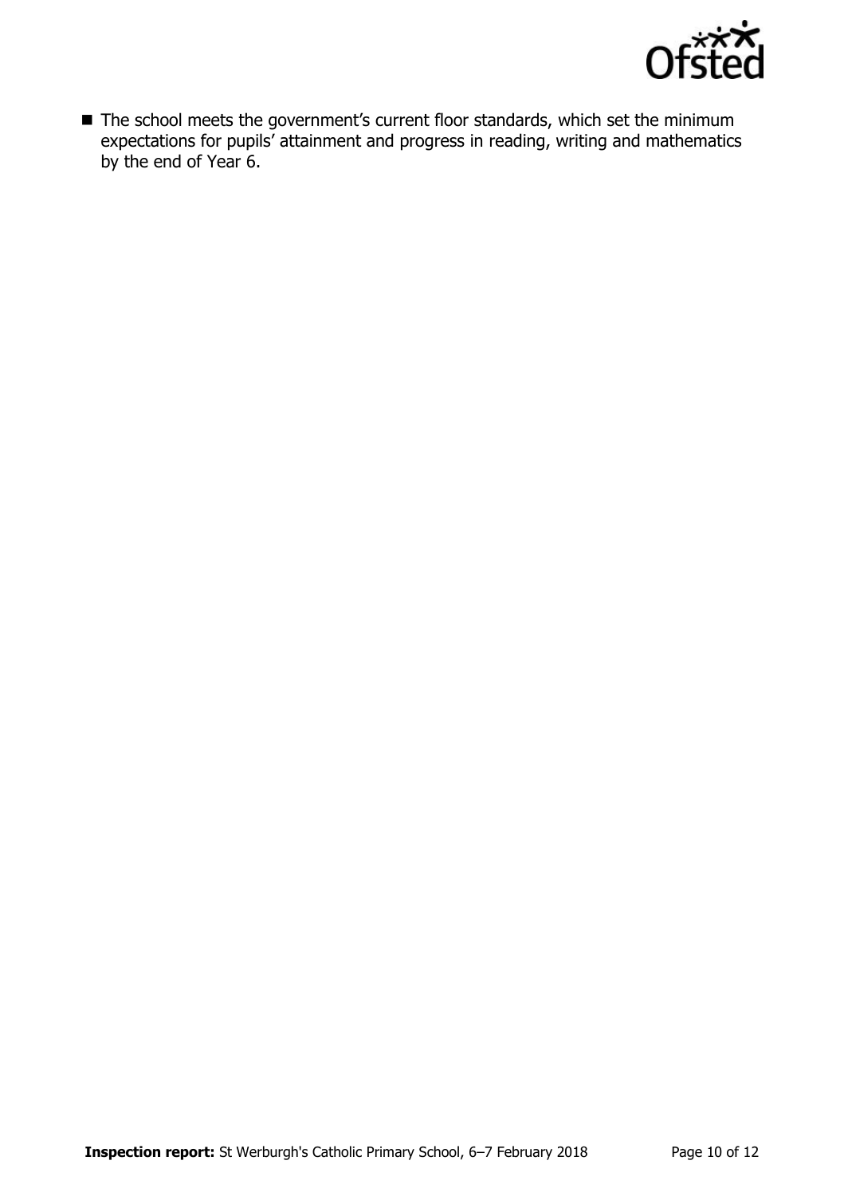- The school meets the government's current floor standards, which set the minimum expectations for pupils' attainment and progress in reading, writing and mathematics by the end of Year 6.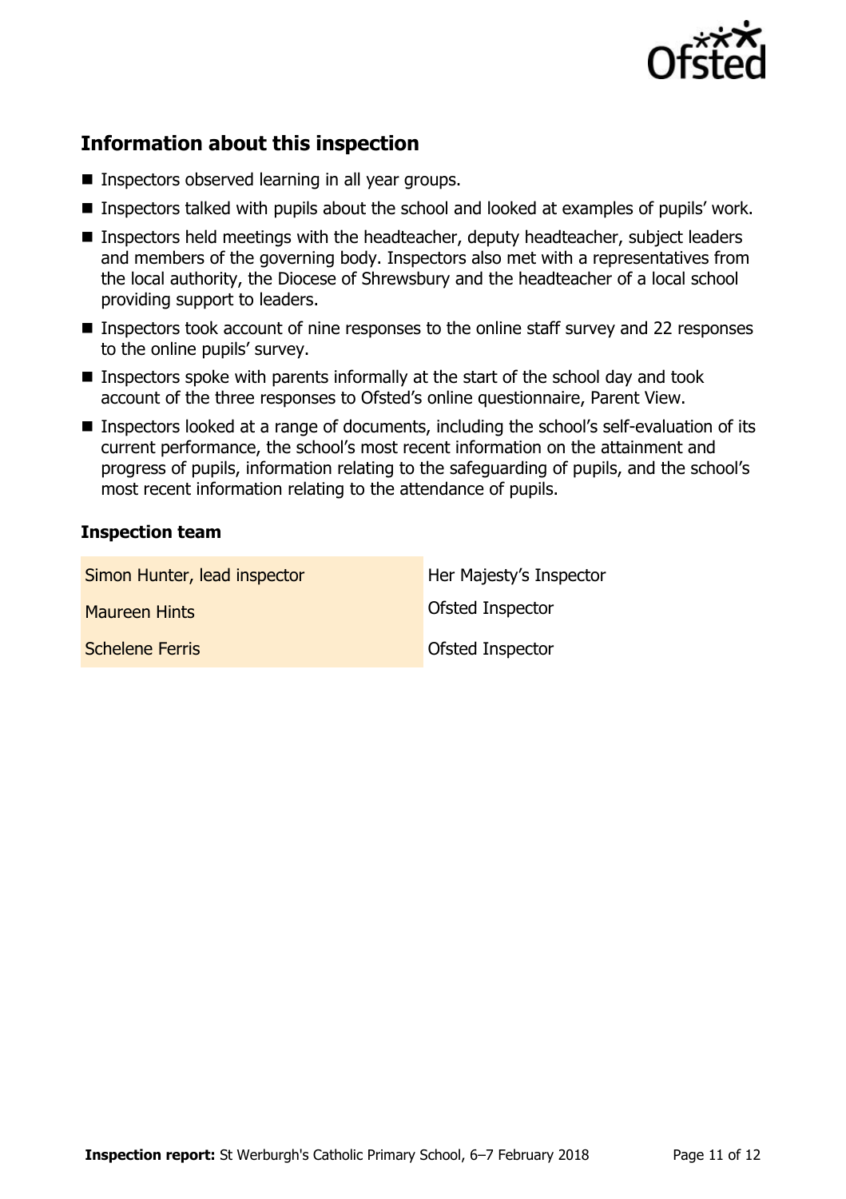## Information about this inspection

- Inspectors observed learning in all year groups.
- Inspectors talked with pupils about the school and looked at examples of pupils' work.
- Inspectors held meetings with the headteacher, deputy headteacher, subject leaders and members of the governing body. Inspectors also met with a representatives from the local authority, the Diocese of Shrewsbury and the headteacher of a local school providing support to leaders.
- Inspectors took account of nine responses to the online staff survey and 22 responses to the online pupils' survey.
- Inspectors spoke with parents informally at the start of the school day and took account of the three responses to Ofsted's online questionnaire, Parent View.
- Inspectors looked at a range of documents, including the school's self-evaluation of its current performance, the school's most recent information on the attainment and progress of pupils, information relating to the safeguarding of pupils, and the school's most recent information relating to the attendance of pupils.

### Inspection team

| | |
|---|---|
| Simon Hunter, lead inspector | Her Majesty's Inspector |
| Maureen Hints | Ofsted Inspector |
| Schelene Ferris | Ofsted Inspector |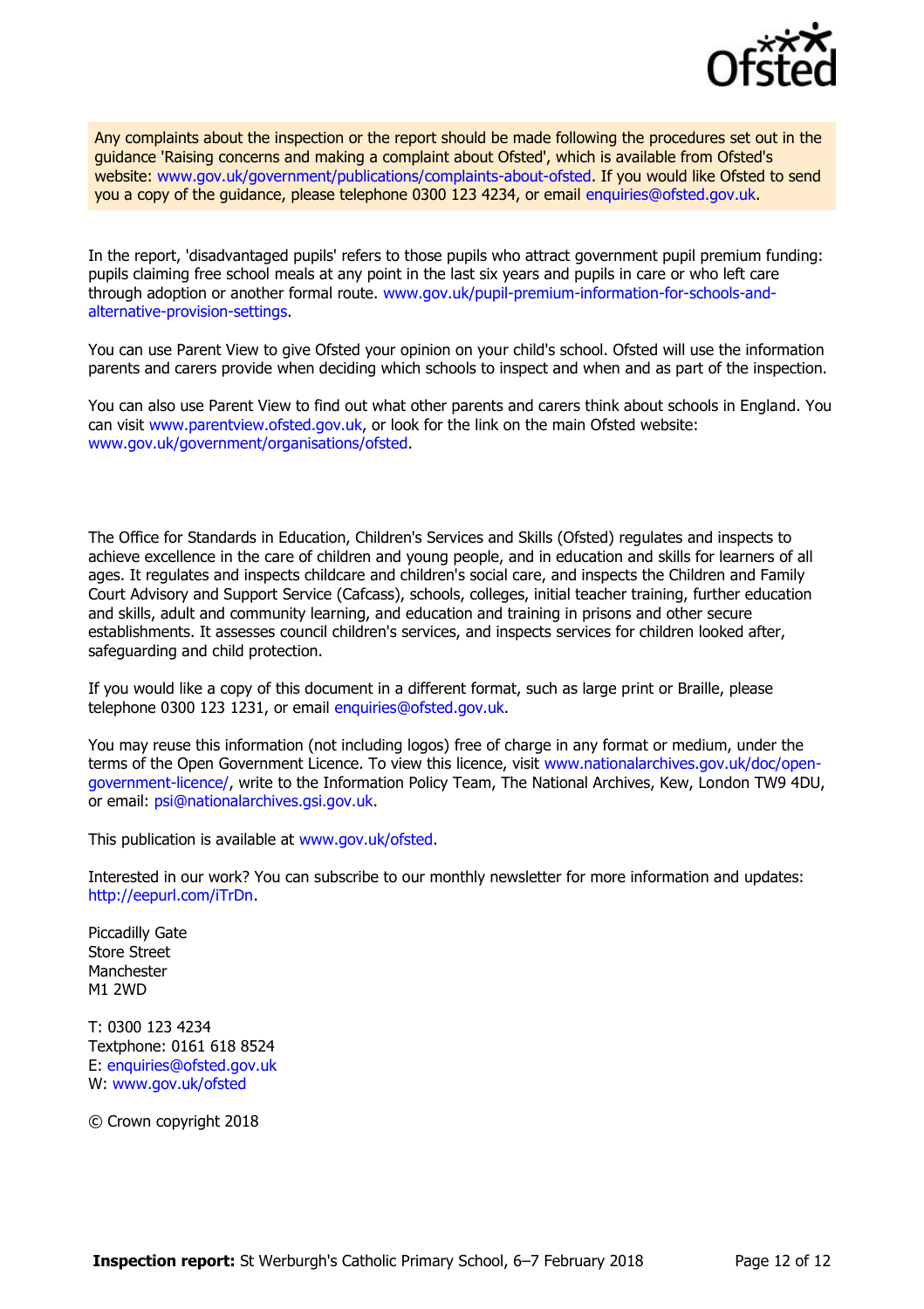Any complaints about the inspection or the report should be made following the procedures set out in the guidance 'Raising concerns and making a complaint about Ofsted', which is available from Ofsted's website: www.gov.uk/government/publications/complaints-about-ofsted. If you would like Ofsted to send you a copy of the guidance, please telephone 0300 123 4234, or email enquiries@ofsted.gov.uk.

In the report, 'disadvantaged pupils' refers to those pupils who attract government pupil premium funding: pupils claiming free school meals at any point in the last six years and pupils in care or who left care through adoption or another formal route. www.gov.uk/pupil-premium-information-for-schools-and-alternative-provision-settings.

You can use Parent View to give Ofsted your opinion on your child's school. Ofsted will use the information parents and carers provide when deciding which schools to inspect and when and as part of the inspection.

You can also use Parent View to find out what other parents and carers think about schools in England. You can visit www.parentview.ofsted.gov.uk, or look for the link on the main Ofsted website: www.gov.uk/government/organisations/ofsted.

The Office for Standards in Education, Children's Services and Skills (Ofsted) regulates and inspects to achieve excellence in the care of children and young people, and in education and skills for learners of all ages. It regulates and inspects childcare and children's social care, and inspects the Children and Family Court Advisory and Support Service (Cafcass), schools, colleges, initial teacher training, further education and skills, adult and community learning, and education and training in prisons and other secure establishments. It assesses council children's services, and inspects services for children looked after, safeguarding and child protection.

If you would like a copy of this document in a different format, such as large print or Braille, please telephone 0300 123 1231, or email enquiries@ofsted.gov.uk.

You may reuse this information (not including logos) free of charge in any format or medium, under the terms of the Open Government Licence. To view this licence, visit www.nationalarchives.gov.uk/doc/open-government-licence/, write to the Information Policy Team, The National Archives, Kew, London TW9 4DU, or email: psi@nationalarchives.gsi.gov.uk.

This publication is available at www.gov.uk/ofsted.

Interested in our work? You can subscribe to our monthly newsletter for more information and updates: http://eepurl.com/iTrDn.

Piccadilly Gate
Store Street
Manchester
M1 2WD

T: 0300 123 4234
Textphone: 0161 618 8524
E: enquiries@ofsted.gov.uk
W: www.gov.uk/ofsted

© Crown copyright 2018